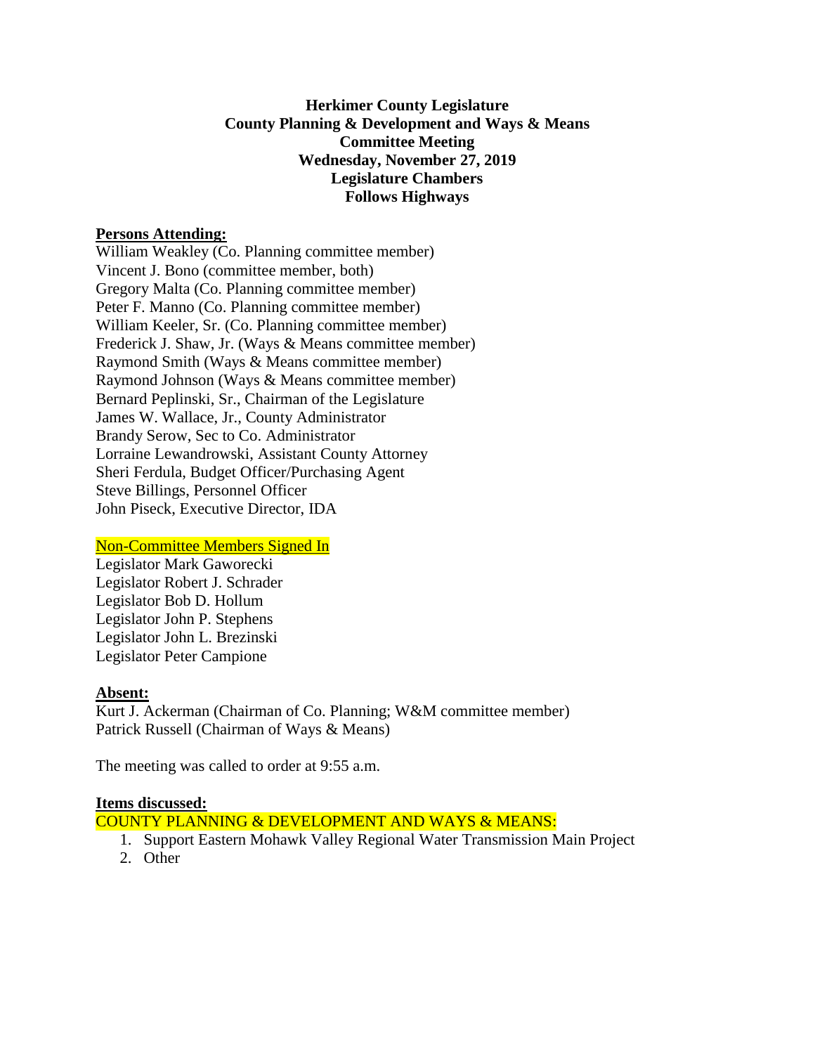**Herkimer County Legislature**
**County Planning & Development and Ways & Means**
**Committee Meeting**
**Wednesday, November 27, 2019**
**Legislature Chambers**
**Follows Highways**

**Persons Attending:**

William Weakley (Co. Planning committee member)
Vincent J. Bono (committee member, both)
Gregory Malta (Co. Planning committee member)
Peter F. Manno (Co. Planning committee member)
William Keeler, Sr. (Co. Planning committee member)
Frederick J. Shaw, Jr. (Ways & Means committee member)
Raymond Smith (Ways & Means committee member)
Raymond Johnson (Ways & Means committee member)
Bernard Peplinski, Sr., Chairman of the Legislature
James W. Wallace, Jr., County Administrator
Brandy Serow, Sec to Co. Administrator
Lorraine Lewandrowski, Assistant County Attorney
Sheri Ferdula, Budget Officer/Purchasing Agent
Steve Billings, Personnel Officer
John Piseck, Executive Director, IDA

Non-Committee Members Signed In

Legislator Mark Gaworecki
Legislator Robert J. Schrader
Legislator Bob D. Hollum
Legislator John P. Stephens
Legislator John L. Brezinski
Legislator Peter Campione

**Absent:**

Kurt J. Ackerman (Chairman of Co. Planning; W&M committee member)
Patrick Russell (Chairman of Ways & Means)

The meeting was called to order at 9:55 a.m.

**Items discussed:**

COUNTY PLANNING & DEVELOPMENT AND WAYS & MEANS:

1. Support Eastern Mohawk Valley Regional Water Transmission Main Project
2. Other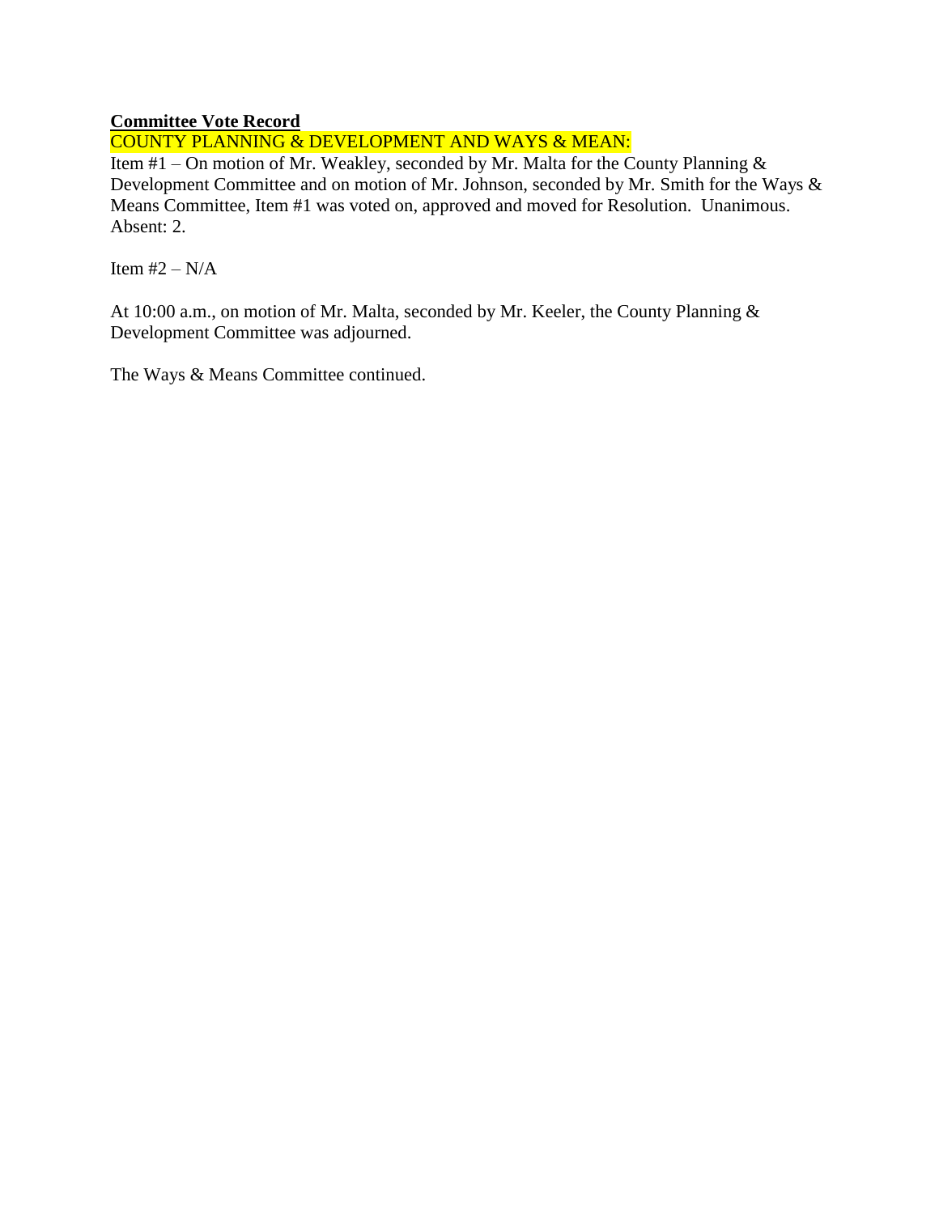**Committee Vote Record**

COUNTY PLANNING & DEVELOPMENT AND WAYS & MEAN:

Item #1 – On motion of Mr. Weakley, seconded by Mr. Malta for the County Planning & Development Committee and on motion of Mr. Johnson, seconded by Mr. Smith for the Ways & Means Committee, Item #1 was voted on, approved and moved for Resolution. Unanimous. Absent: 2.

Item #2 – N/A

At 10:00 a.m., on motion of Mr. Malta, seconded by Mr. Keeler, the County Planning & Development Committee was adjourned.

The Ways & Means Committee continued.